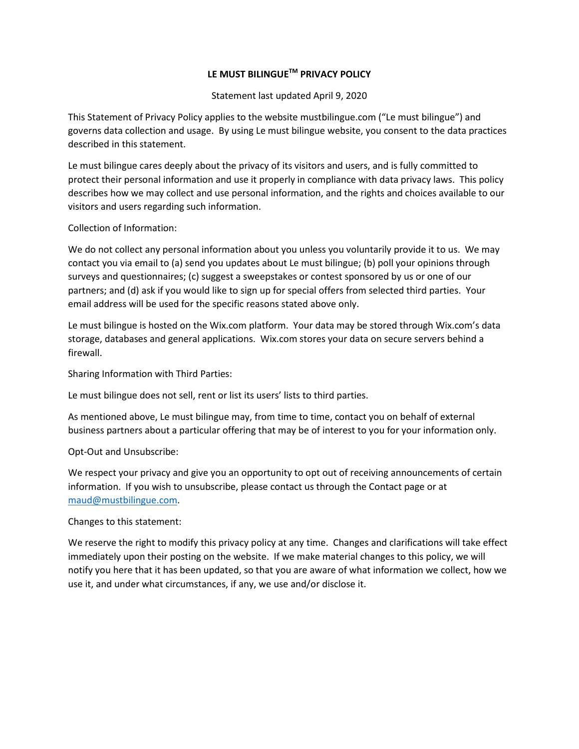# LE MUST BILINGUE™ PRIVACY POLICY

Statement last updated April 9, 2020

This Statement of Privacy Policy applies to the website mustbilingue.com ("Le must bilingue") and governs data collection and usage. By using Le must bilingue website, you consent to the data practices described in this statement.

Le must bilingue cares deeply about the privacy of its visitors and users, and is fully committed to protect their personal information and use it properly in compliance with data privacy laws. This policy describes how we may collect and use personal information, and the rights and choices available to our visitors and users regarding such information.

Collection of Information:

We do not collect any personal information about you unless you voluntarily provide it to us. We may contact you via email to (a) send you updates about Le must bilingue; (b) poll your opinions through surveys and questionnaires; (c) suggest a sweepstakes or contest sponsored by us or one of our partners; and (d) ask if you would like to sign up for special offers from selected third parties. Your email address will be used for the specific reasons stated above only.

Le must bilingue is hosted on the Wix.com platform. Your data may be stored through Wix.com's data storage, databases and general applications. Wix.com stores your data on secure servers behind a firewall.

Sharing Information with Third Parties:

Le must bilingue does not sell, rent or list its users' lists to third parties.

As mentioned above, Le must bilingue may, from time to time, contact you on behalf of external business partners about a particular offering that may be of interest to you for your information only.

Opt-Out and Unsubscribe:

We respect your privacy and give you an opportunity to opt out of receiving announcements of certain information. If you wish to unsubscribe, please contact us through the Contact page or at [maud@mustbilingue.com](mailto:maud@mustbilingue.com).

Changes to this statement:

We reserve the right to modify this privacy policy at any time. Changes and clarifications will take effect immediately upon their posting on the website. If we make material changes to this policy, we will notify you here that it has been updated, so that you are aware of what information we collect, how we use it, and under what circumstances, if any, we use and/or disclose it.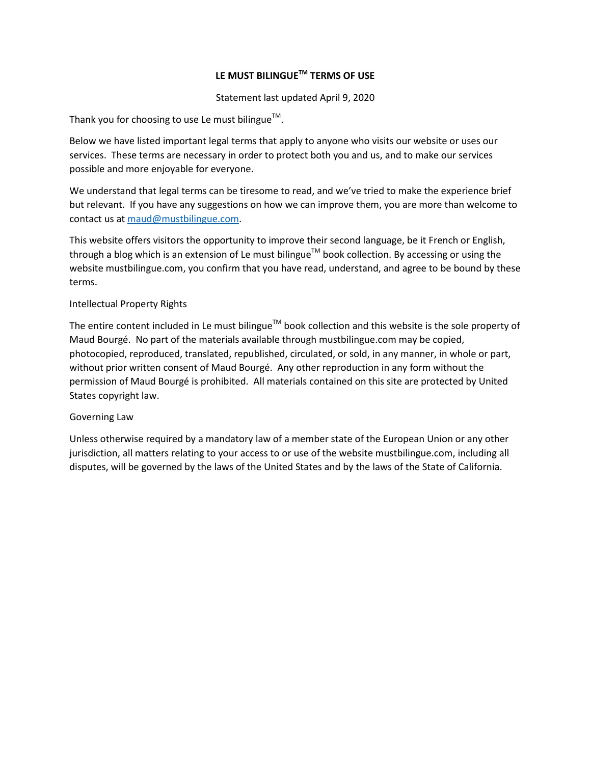# LE MUST BILINGUE™ TERMS OF USE

Statement last updated April 9, 2020

Thank you for choosing to use Le must bilingue™.

Below we have listed important legal terms that apply to anyone who visits our website or uses our services. These terms are necessary in order to protect both you and us, and to make our services possible and more enjoyable for everyone.

We understand that legal terms can be tiresome to read, and we've tried to make the experience brief but relevant. If you have any suggestions on how we can improve them, you are more than welcome to contact us at maud@mustbilingue.com.

This website offers visitors the opportunity to improve their second language, be it French or English, through a blog which is an extension of Le must bilingue™ book collection. By accessing or using the website mustbilingue.com, you confirm that you have read, understand, and agree to be bound by these terms.

## Intellectual Property Rights

The entire content included in Le must bilingue™ book collection and this website is the sole property of Maud Bourgé. No part of the materials available through mustbilingue.com may be copied, photocopied, reproduced, translated, republished, circulated, or sold, in any manner, in whole or part, without prior written consent of Maud Bourgé. Any other reproduction in any form without the permission of Maud Bourgé is prohibited. All materials contained on this site are protected by United States copyright law.

## Governing Law

Unless otherwise required by a mandatory law of a member state of the European Union or any other jurisdiction, all matters relating to your access to or use of the website mustbilingue.com, including all disputes, will be governed by the laws of the United States and by the laws of the State of California.